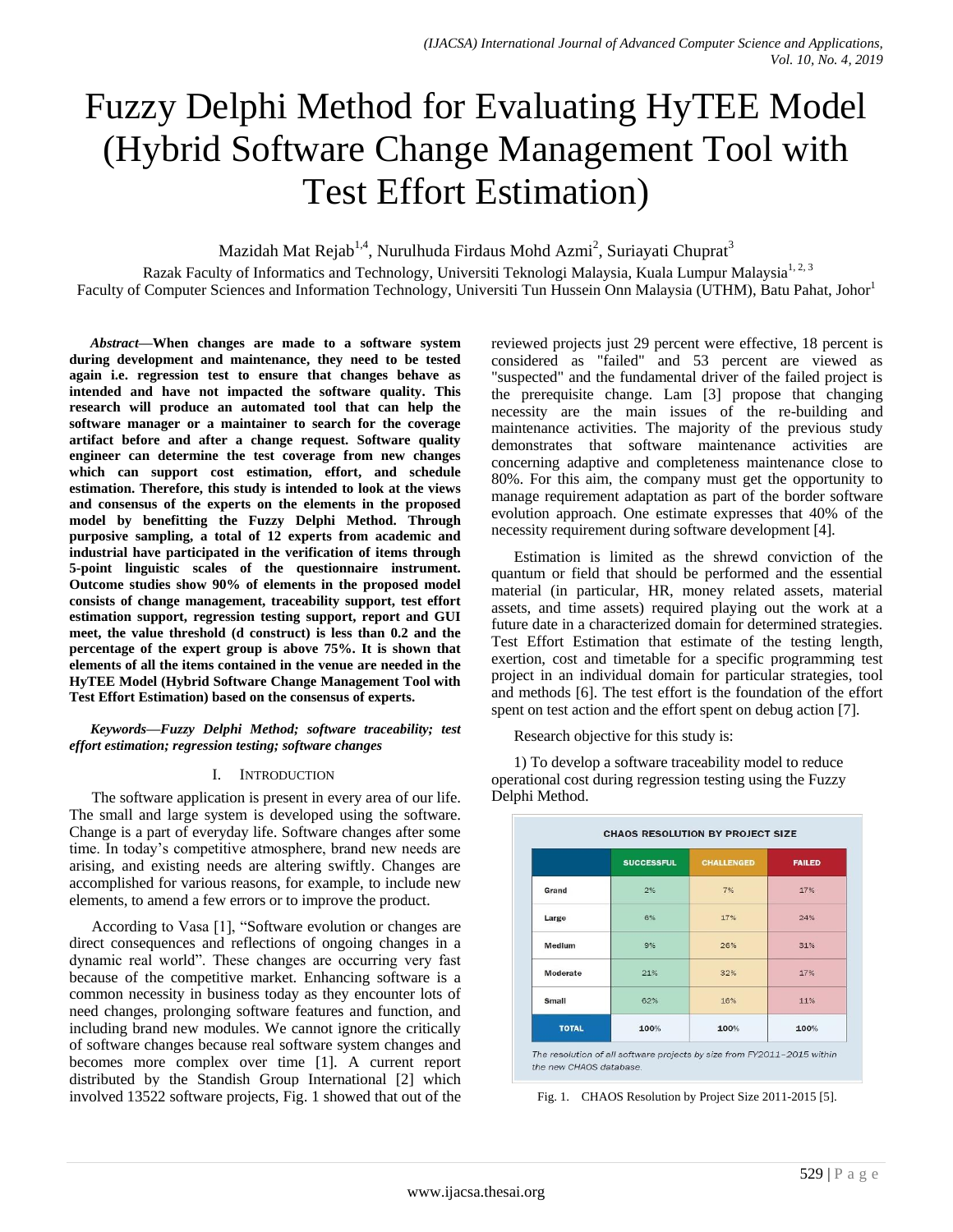# Fuzzy Delphi Method for Evaluating HyTEE Model (Hybrid Software Change Management Tool with Test Effort Estimation)

Mazidah Mat Rejab[1,4], Nurulhuda Firdaus Mohd Azmi[2], Suriayati Chuprat[3]

Razak Faculty of Informatics and Technology, Universiti Teknologi Malaysia, Kuala Lumpur Malaysia[1, 2, 3]
Faculty of Computer Sciences and Information Technology, Universiti Tun Hussein Onn Malaysia (UTHM), Batu Pahat, Johor[1]

***Abstract*—When changes are made to a software system during development and maintenance, they need to be tested again i.e. regression test to ensure that changes behave as intended and have not impacted the software quality. This research will produce an automated tool that can help the software manager or a maintainer to search for the coverage artifact before and after a change request. Software quality engineer can determine the test coverage from new changes which can support cost estimation, effort, and schedule estimation. Therefore, this study is intended to look at the views and consensus of the experts on the elements in the proposed model by benefitting the Fuzzy Delphi Method. Through purposive sampling, a total of 12 experts from academic and industrial have participated in the verification of items through 5-point linguistic scales of the questionnaire instrument. Outcome studies show 90% of elements in the proposed model consists of change management, traceability support, test effort estimation support, regression testing support, report and GUI meet, the value threshold (d construct) is less than 0.2 and the percentage of the expert group is above 75%. It is shown that elements of all the items contained in the venue are needed in the HyTEE Model (Hybrid Software Change Management Tool with Test Effort Estimation) based on the consensus of experts.**

***Keywords*—*Fuzzy Delphi Method; software traceability; test effort estimation; regression testing; software changes***

## I. Introduction

The software application is present in every area of our life. The small and large system is developed using the software. Change is a part of everyday life. Software changes after some time. In today's competitive atmosphere, brand new needs are arising, and existing needs are altering swiftly. Changes are accomplished for various reasons, for example, to include new elements, to amend a few errors or to improve the product.

According to Vasa [1], "Software evolution or changes are direct consequences and reflections of ongoing changes in a dynamic real world". These changes are occurring very fast because of the competitive market. Enhancing software is a common necessity in business today as they encounter lots of need changes, prolonging software features and function, and including brand new modules. We cannot ignore the critically of software changes because real software system changes and becomes more complex over time [1]. A current report distributed by the Standish Group International [2] which involved 13522 software projects, Fig. 1 showed that out of the reviewed projects just 29 percent were effective, 18 percent is considered as "failed" and 53 percent are viewed as "suspected" and the fundamental driver of the failed project is the prerequisite change. Lam [3] propose that changing necessity are the main issues of the re-building and maintenance activities. The majority of the previous study demonstrates that software maintenance activities are concerning adaptive and completeness maintenance close to 80%. For this aim, the company must get the opportunity to manage requirement adaptation as part of the border software evolution approach. One estimate expresses that 40% of the necessity requirement during software development [4].

Estimation is limited as the shrewd conviction of the quantum or field that should be performed and the essential material (in particular, HR, money related assets, material assets, and time assets) required playing out the work at a future date in a characterized domain for determined strategies. Test Effort Estimation that estimate of the testing length, exertion, cost and timetable for a specific programming test project in an individual domain for particular strategies, tool and methods [6]. The test effort is the foundation of the effort spent on test action and the effort spent on debug action [7].

Research objective for this study is:

1) To develop a software traceability model to reduce operational cost during regression testing using the Fuzzy Delphi Method.

CHAOS RESOLUTION BY PROJECT SIZE

| | SUCCESSFUL | CHALLENGED | FAILED |
|---|---|---|---|
| Grand | 2% | 7% | 17% |
| Large | 6% | 17% | 24% |
| Medium | 9% | 26% | 31% |
| Moderate | 21% | 32% | 17% |
| Small | 62% | 16% | 11% |
| TOTAL | 100% | 100% | 100% |

*The resolution of all software projects by size from FY2011–2015 within the new CHAOS database.*

Fig. 1. CHAOS Resolution by Project Size 2011-2015 [5].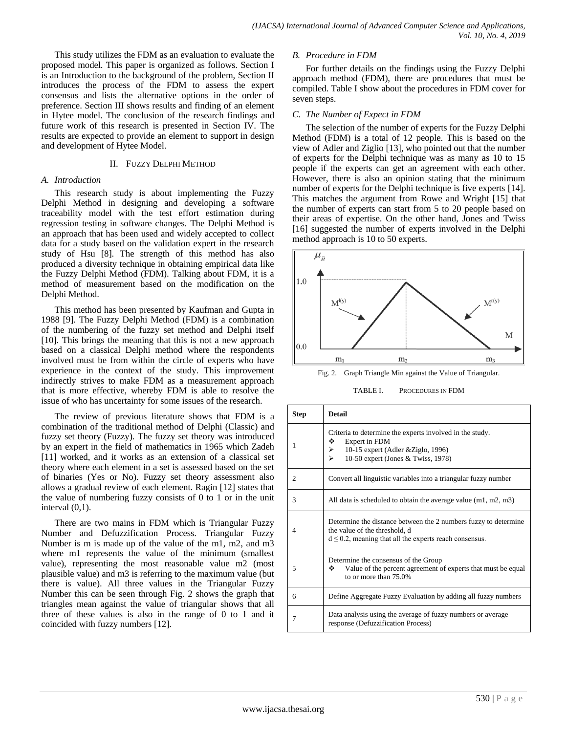This study utilizes the FDM as an evaluation to evaluate the proposed model. This paper is organized as follows. Section I is an Introduction to the background of the problem, Section II introduces the process of the FDM to assess the expert consensus and lists the alternative options in the order of preference. Section III shows results and finding of an element in Hytee model. The conclusion of the research findings and future work of this research is presented in Section IV. The results are expected to provide an element to support in design and development of Hytee Model.

## II. Fuzzy Delphi Method

### *A. Introduction*

This research study is about implementing the Fuzzy Delphi Method in designing and developing a software traceability model with the test effort estimation during regression testing in software changes. The Delphi Method is an approach that has been used and widely accepted to collect data for a study based on the validation expert in the research study of Hsu [8]. The strength of this method has also produced a diversity technique in obtaining empirical data like the Fuzzy Delphi Method (FDM). Talking about FDM, it is a method of measurement based on the modification on the Delphi Method.

This method has been presented by Kaufman and Gupta in 1988 [9]. The Fuzzy Delphi Method (FDM) is a combination of the numbering of the fuzzy set method and Delphi itself [10]. This brings the meaning that this is not a new approach based on a classical Delphi method where the respondents involved must be from within the circle of experts who have experience in the context of the study. This improvement indirectly strives to make FDM as a measurement approach that is more effective, whereby FDM is able to resolve the issue of who has uncertainty for some issues of the research.

The review of previous literature shows that FDM is a combination of the traditional method of Delphi (Classic) and fuzzy set theory (Fuzzy). The fuzzy set theory was introduced by an expert in the field of mathematics in 1965 which Zadeh [11] worked, and it works as an extension of a classical set theory where each element in a set is assessed based on the set of binaries (Yes or No). Fuzzy set theory assessment also allows a gradual review of each element. Ragin [12] states that the value of numbering fuzzy consists of 0 to 1 or in the unit interval (0,1).

There are two mains in FDM which is Triangular Fuzzy Number and Defuzzification Process. Triangular Fuzzy Number is m is made up of the value of the m1, m2, and m3 where m1 represents the value of the minimum (smallest value), representing the most reasonable value m2 (most plausible value) and m3 is referring to the maximum value (but there is value). All three values in the Triangular Fuzzy Number this can be seen through Fig. 2 shows the graph that triangles mean against the value of triangular shows that all three of these values is also in the range of 0 to 1 and it coincided with fuzzy numbers [12].

### *B. Procedure in FDM*

For further details on the findings using the Fuzzy Delphi approach method (FDM), there are procedures that must be compiled. Table I show about the procedures in FDM cover for seven steps.

### *C. The Number of Expect in FDM*

The selection of the number of experts for the Fuzzy Delphi Method (FDM) is a total of 12 people. This is based on the view of Adler and Ziglio [13], who pointed out that the number of experts for the Delphi technique was as many as 10 to 15 people if the experts can get an agreement with each other. However, there is also an opinion stating that the minimum number of experts for the Delphi technique is five experts [14]. This matches the argument from Rowe and Wright [15] that the number of experts can start from 5 to 20 people based on their areas of expertise. On the other hand, Jones and Twiss [16] suggested the number of experts involved in the Delphi method approach is 10 to 50 experts.

$\mu_{\tilde{M}}$
1.0
0.0
$M^{l(y)}$
$M^{r(y)}$
M
$m_1$
$m_2$
$m_3$

Fig. 2. Graph Triangle Min against the Value of Triangular.

TABLE I. Procedures in FDM

| Step | Detail |
|---|---|
| 1 | Criteria to determine the experts involved in the study.<br>❖ Expert in FDM<br>➢ 10-15 expert (Adler &Ziglo, 1996)<br>➢ 10-50 expert (Jones & Twiss, 1978) |
| 2 | Convert all linguistic variables into a triangular fuzzy number |
| 3 | All data is scheduled to obtain the average value (m1, m2, m3) |
| 4 | Determine the distance between the 2 numbers fuzzy to determine the value of the threshold, d<br>$d \leq 0.2$, meaning that all the experts reach consensus. |
| 5 | Determine the consensus of the Group<br>❖ Value of the percent agreement of experts that must be equal to or more than 75.0% |
| 6 | Define Aggregate Fuzzy Evaluation by adding all fuzzy numbers |
| 7 | Data analysis using the average of fuzzy numbers or average response (Defuzzification Process) |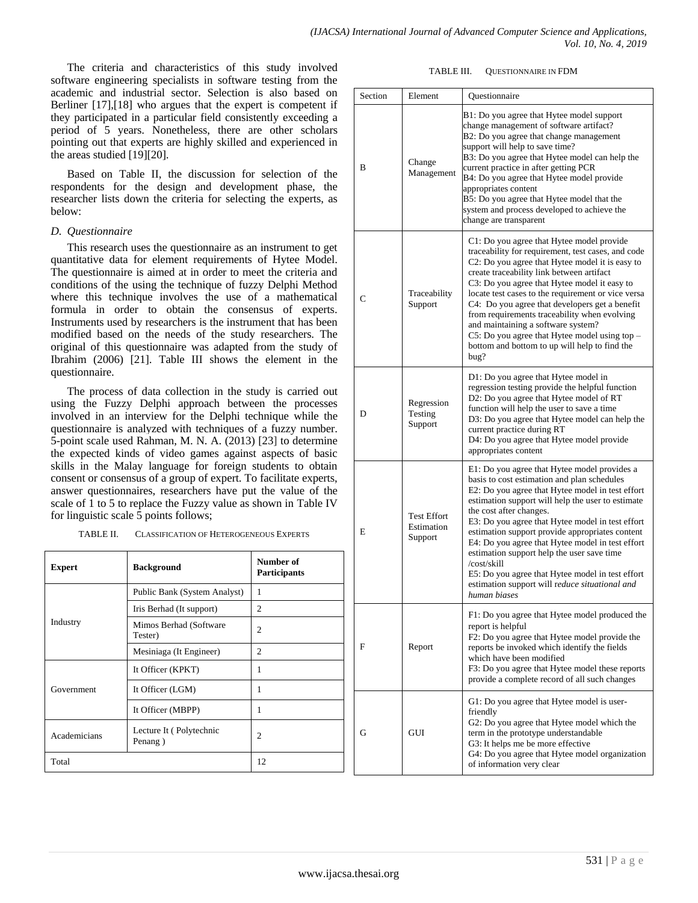The criteria and characteristics of this study involved software engineering specialists in software testing from the academic and industrial sector. Selection is also based on Berliner [17],[18] who argues that the expert is competent if they participated in a particular field consistently exceeding a period of 5 years. Nonetheless, there are other scholars pointing out that experts are highly skilled and experienced in the areas studied [19][20].

Based on Table II, the discussion for selection of the respondents for the design and development phase, the researcher lists down the criteria for selecting the experts, as below:

### *D. Questionnaire*

This research uses the questionnaire as an instrument to get quantitative data for element requirements of Hytee Model. The questionnaire is aimed at in order to meet the criteria and conditions of the using the technique of fuzzy Delphi Method where this technique involves the use of a mathematical formula in order to obtain the consensus of experts. Instruments used by researchers is the instrument that has been modified based on the needs of the study researchers. The original of this questionnaire was adapted from the study of Ibrahim (2006) [21]. Table III shows the element in the questionnaire.

The process of data collection in the study is carried out using the Fuzzy Delphi approach between the processes involved in an interview for the Delphi technique while the questionnaire is analyzed with techniques of a fuzzy number. 5-point scale used Rahman, M. N. A. (2013) [23] to determine the expected kinds of video games against aspects of basic skills in the Malay language for foreign students to obtain consent or consensus of a group of expert. To facilitate experts, answer questionnaires, researchers have put the value of the scale of 1 to 5 to replace the Fuzzy value as shown in Table IV for linguistic scale 5 points follows;

TABLE II. CLASSIFICATION OF HETEROGENEOUS EXPERTS

| **Expert** | **Background** | **Number of Participants** |
|---|---|---|
| Industry | Public Bank (System Analyst) | 1 |
| | Iris Berhad (It support) | 2 |
| | Mimos Berhad (Software Tester) | 2 |
| | Mesiniaga (It Engineer) | 2 |
| Government | It Officer (KPKT) | 1 |
| | It Officer (LGM) | 1 |
| | It Officer (MBPP) | 1 |
| Academicians | Lecture It ( Polytechnic Penang ) | 2 |
| Total | | 12 |

TABLE III. QUESTIONNAIRE IN FDM

| Section | Element | Questionnaire |
|---|---|---|
| B | Change Management | B1: Do you agree that Hytee model support change management of software artifact?<br>B2: Do you agree that change management support will help to save time?<br>B3: Do you agree that Hytee model can help the current practice in after getting PCR<br>B4: Do you agree that Hytee model provide appropriates content<br>B5: Do you agree that Hytee model that the system and process developed to achieve the change are transparent |
| C | Traceability Support | C1: Do you agree that Hytee model provide traceability for requirement, test cases, and code<br>C2: Do you agree that Hytee model it is easy to create traceability link between artifact<br>C3: Do you agree that Hytee model it easy to locate test cases to the requirement or vice versa<br>C4: Do you agree that developers get a benefit from requirements traceability when evolving and maintaining a software system?<br>C5: Do you agree that Hytee model using top – bottom and bottom to up will help to find the bug? |
| D | Regression Testing Support | D1: Do you agree that Hytee model in regression testing provide the helpful function<br>D2: Do you agree that Hytee model of RT function will help the user to save a time<br>D3: Do you agree that Hytee model can help the current practice during RT<br>D4: Do you agree that Hytee model provide appropriates content |
| E | Test Effort Estimation Support | E1: Do you agree that Hytee model provides a basis to cost estimation and plan schedules<br>E2: Do you agree that Hytee model in test effort estimation support will help the user to estimate the cost after changes.<br>E3: Do you agree that Hytee model in test effort estimation support provide appropriates content<br>E4: Do you agree that Hytee model in test effort estimation support help the user save time /cost/skill<br>E5: Do you agree that Hytee model in test effort estimation support will *reduce situational and human biases* |
| F | Report | F1: Do you agree that Hytee model produced the report is helpful<br>F2: Do you agree that Hytee model provide the reports be invoked which identify the fields which have been modified<br>F3: Do you agree that Hytee model these reports provide a complete record of all such changes |
| G | GUI | G1: Do you agree that Hytee model is user-friendly<br>G2: Do you agree that Hytee model which the term in the prototype understandable<br>G3: It helps me be more effective<br>G4: Do you agree that Hytee model organization of information very clear |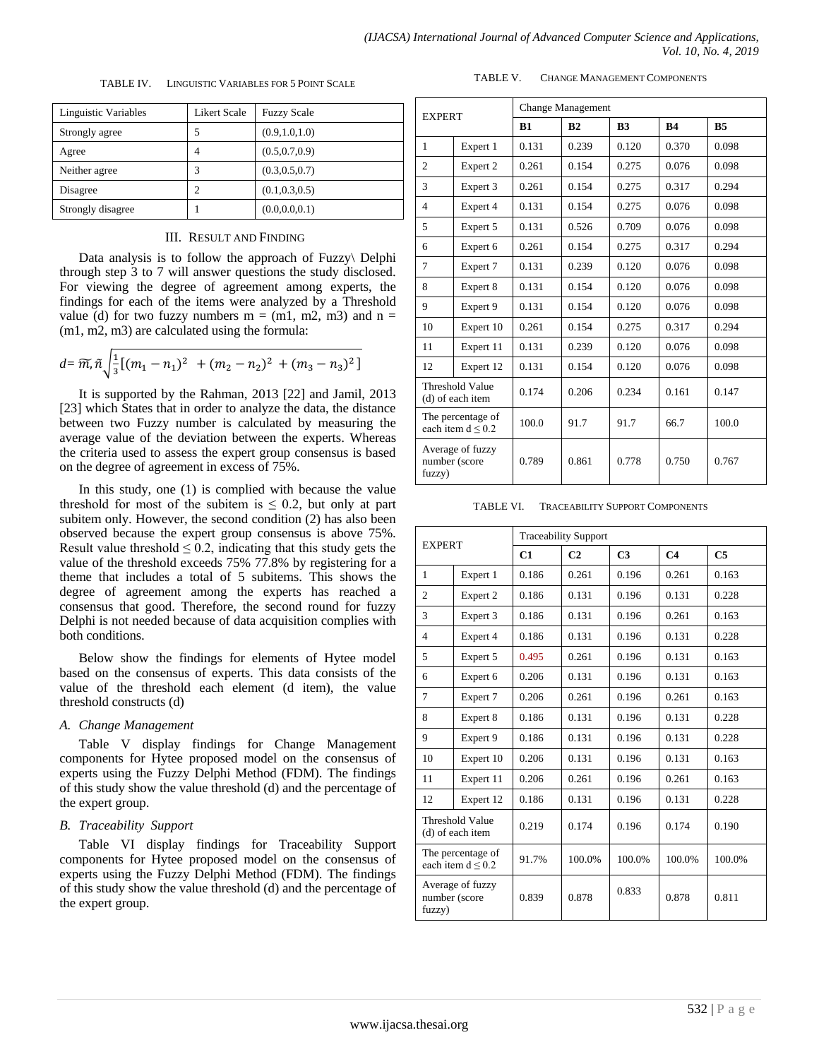TABLE IV. LINGUISTIC VARIABLES FOR 5 POINT SCALE

| Linguistic Variables | Likert Scale | Fuzzy Scale |
|---|---|---|
| Strongly agree | 5 | (0.9,1.0,1.0) |
| Agree | 4 | (0.5,0.7,0.9) |
| Neither agree | 3 | (0.3,0.5,0.7) |
| Disagree | 2 | (0.1,0.3,0.5) |
| Strongly disagree | 1 | (0.0,0.0,0.1) |

## III. RESULT AND FINDING

Data analysis is to follow the approach of Fuzzy\ Delphi through step 3 to 7 will answer questions the study disclosed. For viewing the degree of agreement among experts, the findings for each of the items were analyzed by a Threshold value (d) for two fuzzy numbers m = (m1, m2, m3) and n = (m1, m2, m3) are calculated using the formula:

$$d = \widetilde{m}, \widetilde{n}\sqrt{\frac{1}{3}\left[(m_1 - n_1)^2 + (m_2 - n_2)^2 + (m_3 - n_3)^2\right]}$$

It is supported by the Rahman, 2013 [22] and Jamil, 2013 [23] which States that in order to analyze the data, the distance between two Fuzzy number is calculated by measuring the average value of the deviation between the experts. Whereas the criteria used to assess the expert group consensus is based on the degree of agreement in excess of 75%.

In this study, one (1) is complied with because the value threshold for most of the subitem is ≤ 0.2, but only at part subitem only. However, the second condition (2) has also been observed because the expert group consensus is above 75%. Result value threshold ≤ 0.2, indicating that this study gets the value of the threshold exceeds 75% 77.8% by registering for a theme that includes a total of 5 subitems. This shows the degree of agreement among the experts has reached a consensus that good. Therefore, the second round for fuzzy Delphi is not needed because of data acquisition complies with both conditions.

Below show the findings for elements of Hytee model based on the consensus of experts. This data consists of the value of the threshold each element (d item), the value threshold constructs (d)

### *A. Change Management*

Table V display findings for Change Management components for Hytee proposed model on the consensus of experts using the Fuzzy Delphi Method (FDM). The findings of this study show the value threshold (d) and the percentage of the expert group.

### *B. Traceability Support*

Table VI display findings for Traceability Support components for Hytee proposed model on the consensus of experts using the Fuzzy Delphi Method (FDM). The findings of this study show the value threshold (d) and the percentage of the expert group.

TABLE V. CHANGE MANAGEMENT COMPONENTS

| EXPERT | | Change Management | | | | |
|---|---|---|---|---|---|---|
| | | **B1** | **B2** | **B3** | **B4** | **B5** |
| 1 | Expert 1 | 0.131 | 0.239 | 0.120 | 0.370 | 0.098 |
| 2 | Expert 2 | 0.261 | 0.154 | 0.275 | 0.076 | 0.098 |
| 3 | Expert 3 | 0.261 | 0.154 | 0.275 | 0.317 | 0.294 |
| 4 | Expert 4 | 0.131 | 0.154 | 0.275 | 0.076 | 0.098 |
| 5 | Expert 5 | 0.131 | 0.526 | 0.709 | 0.076 | 0.098 |
| 6 | Expert 6 | 0.261 | 0.154 | 0.275 | 0.317 | 0.294 |
| 7 | Expert 7 | 0.131 | 0.239 | 0.120 | 0.076 | 0.098 |
| 8 | Expert 8 | 0.131 | 0.154 | 0.120 | 0.076 | 0.098 |
| 9 | Expert 9 | 0.131 | 0.154 | 0.120 | 0.076 | 0.098 |
| 10 | Expert 10 | 0.261 | 0.154 | 0.275 | 0.317 | 0.294 |
| 11 | Expert 11 | 0.131 | 0.239 | 0.120 | 0.076 | 0.098 |
| 12 | Expert 12 | 0.131 | 0.154 | 0.120 | 0.076 | 0.098 |
| Threshold Value (d) of each item | | 0.174 | 0.206 | 0.234 | 0.161 | 0.147 |
| The percentage of each item d ≤ 0.2 | | 100.0 | 91.7 | 91.7 | 66.7 | 100.0 |
| Average of fuzzy number (score fuzzy) | | 0.789 | 0.861 | 0.778 | 0.750 | 0.767 |

TABLE VI. TRACEABILITY SUPPORT COMPONENTS

| EXPERT | | Traceability Support | | | | |
|---|---|---|---|---|---|---|
| | | **C1** | **C2** | **C3** | **C4** | **C5** |
| 1 | Expert 1 | 0.186 | 0.261 | 0.196 | 0.261 | 0.163 |
| 2 | Expert 2 | 0.186 | 0.131 | 0.196 | 0.131 | 0.228 |
| 3 | Expert 3 | 0.186 | 0.131 | 0.196 | 0.261 | 0.163 |
| 4 | Expert 4 | 0.186 | 0.131 | 0.196 | 0.131 | 0.228 |
| 5 | Expert 5 | 0.495 | 0.261 | 0.196 | 0.131 | 0.163 |
| 6 | Expert 6 | 0.206 | 0.131 | 0.196 | 0.131 | 0.163 |
| 7 | Expert 7 | 0.206 | 0.261 | 0.196 | 0.261 | 0.163 |
| 8 | Expert 8 | 0.186 | 0.131 | 0.196 | 0.131 | 0.228 |
| 9 | Expert 9 | 0.186 | 0.131 | 0.196 | 0.131 | 0.228 |
| 10 | Expert 10 | 0.206 | 0.131 | 0.196 | 0.131 | 0.163 |
| 11 | Expert 11 | 0.206 | 0.261 | 0.196 | 0.261 | 0.163 |
| 12 | Expert 12 | 0.186 | 0.131 | 0.196 | 0.131 | 0.228 |
| Threshold Value (d) of each item | | 0.219 | 0.174 | 0.196 | 0.174 | 0.190 |
| The percentage of each item d ≤ 0.2 | | 91.7% | 100.0% | 100.0% | 100.0% | 100.0% |
| Average of fuzzy number (score fuzzy) | | 0.839 | 0.878 | 0.833 | 0.878 | 0.811 |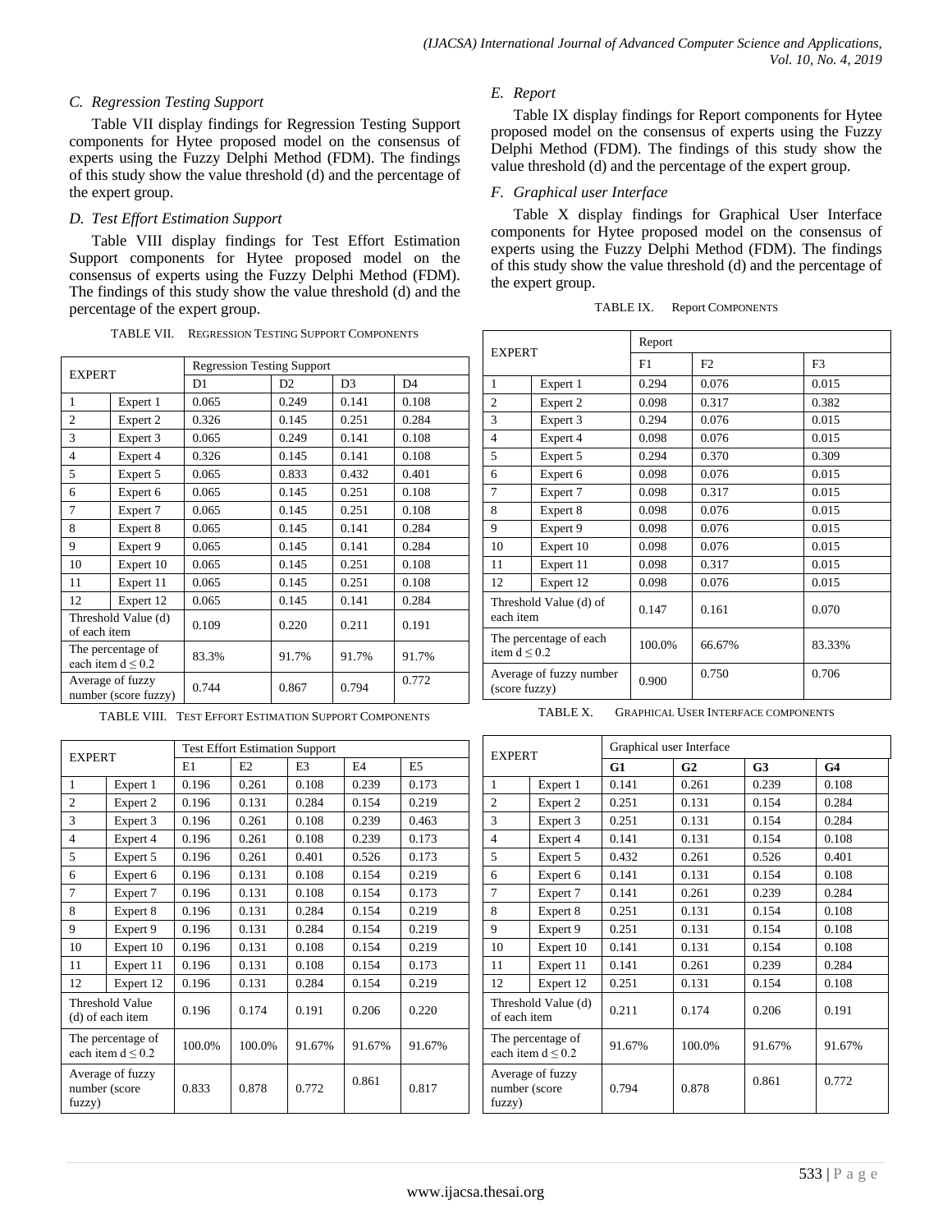### C. Regression Testing Support

Table VII display findings for Regression Testing Support components for Hytee proposed model on the consensus of experts using the Fuzzy Delphi Method (FDM). The findings of this study show the value threshold (d) and the percentage of the expert group.

### D. Test Effort Estimation Support

Table VIII display findings for Test Effort Estimation Support components for Hytee proposed model on the consensus of experts using the Fuzzy Delphi Method (FDM). The findings of this study show the value threshold (d) and the percentage of the expert group.

TABLE VII. REGRESSION TESTING SUPPORT COMPONENTS

| EXPERT | | Regression Testing Support | | | |
|---|---|---|---|---|---|
| | | D1 | D2 | D3 | D4 |
| 1 | Expert 1 | 0.065 | 0.249 | 0.141 | 0.108 |
| 2 | Expert 2 | 0.326 | 0.145 | 0.251 | 0.284 |
| 3 | Expert 3 | 0.065 | 0.249 | 0.141 | 0.108 |
| 4 | Expert 4 | 0.326 | 0.145 | 0.141 | 0.108 |
| 5 | Expert 5 | 0.065 | 0.833 | 0.432 | 0.401 |
| 6 | Expert 6 | 0.065 | 0.145 | 0.251 | 0.108 |
| 7 | Expert 7 | 0.065 | 0.145 | 0.251 | 0.108 |
| 8 | Expert 8 | 0.065 | 0.145 | 0.141 | 0.284 |
| 9 | Expert 9 | 0.065 | 0.145 | 0.141 | 0.284 |
| 10 | Expert 10 | 0.065 | 0.145 | 0.251 | 0.108 |
| 11 | Expert 11 | 0.065 | 0.145 | 0.251 | 0.108 |
| 12 | Expert 12 | 0.065 | 0.145 | 0.141 | 0.284 |
| Threshold Value (d) of each item | | 0.109 | 0.220 | 0.211 | 0.191 |
| The percentage of each item d ≤ 0.2 | | 83.3% | 91.7% | 91.7% | 91.7% |
| Average of fuzzy number (score fuzzy) | | 0.744 | 0.867 | 0.794 | 0.772 |

TABLE VIII. TEST EFFORT ESTIMATION SUPPORT COMPONENTS

| EXPERT | | Test Effort Estimation Support | | | | |
|---|---|---|---|---|---|---|
| | | E1 | E2 | E3 | E4 | E5 |
| 1 | Expert 1 | 0.196 | 0.261 | 0.108 | 0.239 | 0.173 |
| 2 | Expert 2 | 0.196 | 0.131 | 0.284 | 0.154 | 0.219 |
| 3 | Expert 3 | 0.196 | 0.261 | 0.108 | 0.239 | 0.463 |
| 4 | Expert 4 | 0.196 | 0.261 | 0.108 | 0.239 | 0.173 |
| 5 | Expert 5 | 0.196 | 0.261 | 0.401 | 0.526 | 0.173 |
| 6 | Expert 6 | 0.196 | 0.131 | 0.108 | 0.154 | 0.219 |
| 7 | Expert 7 | 0.196 | 0.131 | 0.108 | 0.154 | 0.173 |
| 8 | Expert 8 | 0.196 | 0.131 | 0.284 | 0.154 | 0.219 |
| 9 | Expert 9 | 0.196 | 0.131 | 0.284 | 0.154 | 0.219 |
| 10 | Expert 10 | 0.196 | 0.131 | 0.108 | 0.154 | 0.219 |
| 11 | Expert 11 | 0.196 | 0.131 | 0.108 | 0.154 | 0.173 |
| 12 | Expert 12 | 0.196 | 0.131 | 0.284 | 0.154 | 0.219 |
| Threshold Value (d) of each item | | 0.196 | 0.174 | 0.191 | 0.206 | 0.220 |
| The percentage of each item d ≤ 0.2 | | 100.0% | 100.0% | 91.67% | 91.67% | 91.67% |
| Average of fuzzy number (score fuzzy) | | 0.833 | 0.878 | 0.772 | 0.861 | 0.817 |

### E. Report

Table IX display findings for Report components for Hytee proposed model on the consensus of experts using the Fuzzy Delphi Method (FDM). The findings of this study show the value threshold (d) and the percentage of the expert group.

### F. Graphical user Interface

Table X display findings for Graphical User Interface components for Hytee proposed model on the consensus of experts using the Fuzzy Delphi Method (FDM). The findings of this study show the value threshold (d) and the percentage of the expert group.

TABLE IX. REPORT COMPONENTS

| EXPERT | | Report | | |
|---|---|---|---|---|
| | | F1 | F2 | F3 |
| 1 | Expert 1 | 0.294 | 0.076 | 0.015 |
| 2 | Expert 2 | 0.098 | 0.317 | 0.382 |
| 3 | Expert 3 | 0.294 | 0.076 | 0.015 |
| 4 | Expert 4 | 0.098 | 0.076 | 0.015 |
| 5 | Expert 5 | 0.294 | 0.370 | 0.309 |
| 6 | Expert 6 | 0.098 | 0.076 | 0.015 |
| 7 | Expert 7 | 0.098 | 0.317 | 0.015 |
| 8 | Expert 8 | 0.098 | 0.076 | 0.015 |
| 9 | Expert 9 | 0.098 | 0.076 | 0.015 |
| 10 | Expert 10 | 0.098 | 0.076 | 0.015 |
| 11 | Expert 11 | 0.098 | 0.317 | 0.015 |
| 12 | Expert 12 | 0.098 | 0.076 | 0.015 |
| Threshold Value (d) of each item | | 0.147 | 0.161 | 0.070 |
| The percentage of each item d ≤ 0.2 | | 100.0% | 66.67% | 83.33% |
| Average of fuzzy number (score fuzzy) | | 0.900 | 0.750 | 0.706 |

TABLE X. GRAPHICAL USER INTERFACE COMPONENTS

| EXPERT | | Graphical user Interface | | | |
|---|---|---|---|---|---|
| | | **G1** | **G2** | **G3** | **G4** |
| 1 | Expert 1 | 0.141 | 0.261 | 0.239 | 0.108 |
| 2 | Expert 2 | 0.251 | 0.131 | 0.154 | 0.284 |
| 3 | Expert 3 | 0.251 | 0.131 | 0.154 | 0.284 |
| 4 | Expert 4 | 0.141 | 0.131 | 0.154 | 0.108 |
| 5 | Expert 5 | 0.432 | 0.261 | 0.526 | 0.401 |
| 6 | Expert 6 | 0.141 | 0.131 | 0.154 | 0.108 |
| 7 | Expert 7 | 0.141 | 0.261 | 0.239 | 0.284 |
| 8 | Expert 8 | 0.251 | 0.131 | 0.154 | 0.108 |
| 9 | Expert 9 | 0.251 | 0.131 | 0.154 | 0.108 |
| 10 | Expert 10 | 0.141 | 0.131 | 0.154 | 0.108 |
| 11 | Expert 11 | 0.141 | 0.261 | 0.239 | 0.284 |
| 12 | Expert 12 | 0.251 | 0.131 | 0.154 | 0.108 |
| Threshold Value (d) of each item | | 0.211 | 0.174 | 0.206 | 0.191 |
| The percentage of each item d ≤ 0.2 | | 91.67% | 100.0% | 91.67% | 91.67% |
| Average of fuzzy number (score fuzzy) | | 0.794 | 0.878 | 0.861 | 0.772 |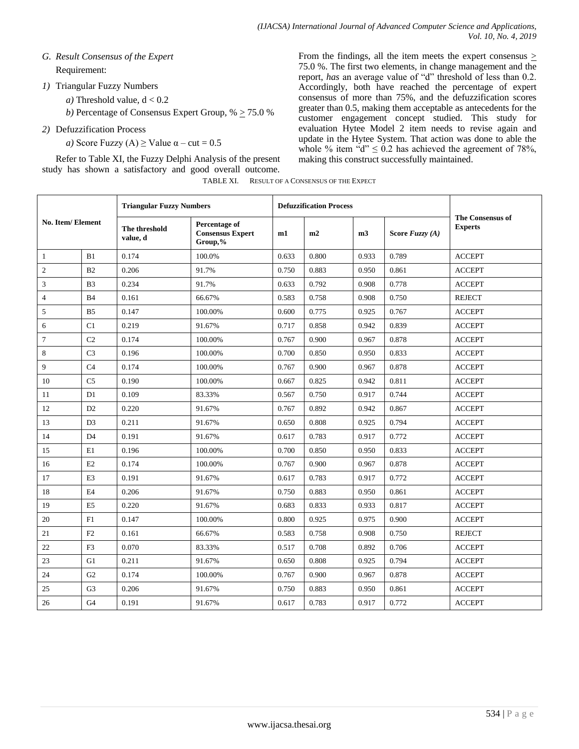### G. *Result Consensus of the Expert*

Requirement:

*1)* Triangular Fuzzy Numbers

*a)* Threshold value, $d < 0.2$

*b)* Percentage of Consensus Expert Group, % $\geq$ 75.0 %

*2)* Defuzzification Process

*a)* Score Fuzzy (A) $\geq$ Value $\alpha$ – cut = 0.5

Refer to Table XI, the Fuzzy Delphi Analysis of the present study has shown a satisfactory and good overall outcome. From the findings, all the item meets the expert consensus $\geq$ 75.0 %. The first two elements, in change management and the report, *has* an average value of "d" threshold of less than 0.2. Accordingly, both have reached the percentage of expert consensus of more than 75%, and the defuzzification scores greater than 0.5, making them acceptable as antecedents for the customer engagement concept studied. This study for evaluation Hytee Model 2 item needs to revise again and update in the Hytee System. That action was done to able the whole % item "d" $\leq$ 0.2 has achieved the agreement of 78%, making this construct successfully maintained.

TABLE XI. RESULT OF A CONSENSUS OF THE EXPECT

| No. Item/ Element | | Triangular Fuzzy Numbers | | Defuzzification Process | | | | The Consensus of Experts |
|---|---|---|---|---|---|---|---|---|
| | | The threshold value, d | Percentage of Consensus Expert Group,% | m1 | m2 | m3 | Score *Fuzzy (A)* | |
| 1 | B1 | 0.174 | 100.0% | 0.633 | 0.800 | 0.933 | 0.789 | ACCEPT |
| 2 | B2 | 0.206 | 91.7% | 0.750 | 0.883 | 0.950 | 0.861 | ACCEPT |
| 3 | B3 | 0.234 | 91.7% | 0.633 | 0.792 | 0.908 | 0.778 | ACCEPT |
| 4 | B4 | 0.161 | 66.67% | 0.583 | 0.758 | 0.908 | 0.750 | REJECT |
| 5 | B5 | 0.147 | 100.00% | 0.600 | 0.775 | 0.925 | 0.767 | ACCEPT |
| 6 | C1 | 0.219 | 91.67% | 0.717 | 0.858 | 0.942 | 0.839 | ACCEPT |
| 7 | C2 | 0.174 | 100.00% | 0.767 | 0.900 | 0.967 | 0.878 | ACCEPT |
| 8 | C3 | 0.196 | 100.00% | 0.700 | 0.850 | 0.950 | 0.833 | ACCEPT |
| 9 | C4 | 0.174 | 100.00% | 0.767 | 0.900 | 0.967 | 0.878 | ACCEPT |
| 10 | C5 | 0.190 | 100.00% | 0.667 | 0.825 | 0.942 | 0.811 | ACCEPT |
| 11 | D1 | 0.109 | 83.33% | 0.567 | 0.750 | 0.917 | 0.744 | ACCEPT |
| 12 | D2 | 0.220 | 91.67% | 0.767 | 0.892 | 0.942 | 0.867 | ACCEPT |
| 13 | D3 | 0.211 | 91.67% | 0.650 | 0.808 | 0.925 | 0.794 | ACCEPT |
| 14 | D4 | 0.191 | 91.67% | 0.617 | 0.783 | 0.917 | 0.772 | ACCEPT |
| 15 | E1 | 0.196 | 100.00% | 0.700 | 0.850 | 0.950 | 0.833 | ACCEPT |
| 16 | E2 | 0.174 | 100.00% | 0.767 | 0.900 | 0.967 | 0.878 | ACCEPT |
| 17 | E3 | 0.191 | 91.67% | 0.617 | 0.783 | 0.917 | 0.772 | ACCEPT |
| 18 | E4 | 0.206 | 91.67% | 0.750 | 0.883 | 0.950 | 0.861 | ACCEPT |
| 19 | E5 | 0.220 | 91.67% | 0.683 | 0.833 | 0.933 | 0.817 | ACCEPT |
| 20 | F1 | 0.147 | 100.00% | 0.800 | 0.925 | 0.975 | 0.900 | ACCEPT |
| 21 | F2 | 0.161 | 66.67% | 0.583 | 0.758 | 0.908 | 0.750 | REJECT |
| 22 | F3 | 0.070 | 83.33% | 0.517 | 0.708 | 0.892 | 0.706 | ACCEPT |
| 23 | G1 | 0.211 | 91.67% | 0.650 | 0.808 | 0.925 | 0.794 | ACCEPT |
| 24 | G2 | 0.174 | 100.00% | 0.767 | 0.900 | 0.967 | 0.878 | ACCEPT |
| 25 | G3 | 0.206 | 91.67% | 0.750 | 0.883 | 0.950 | 0.861 | ACCEPT |
| 26 | G4 | 0.191 | 91.67% | 0.617 | 0.783 | 0.917 | 0.772 | ACCEPT |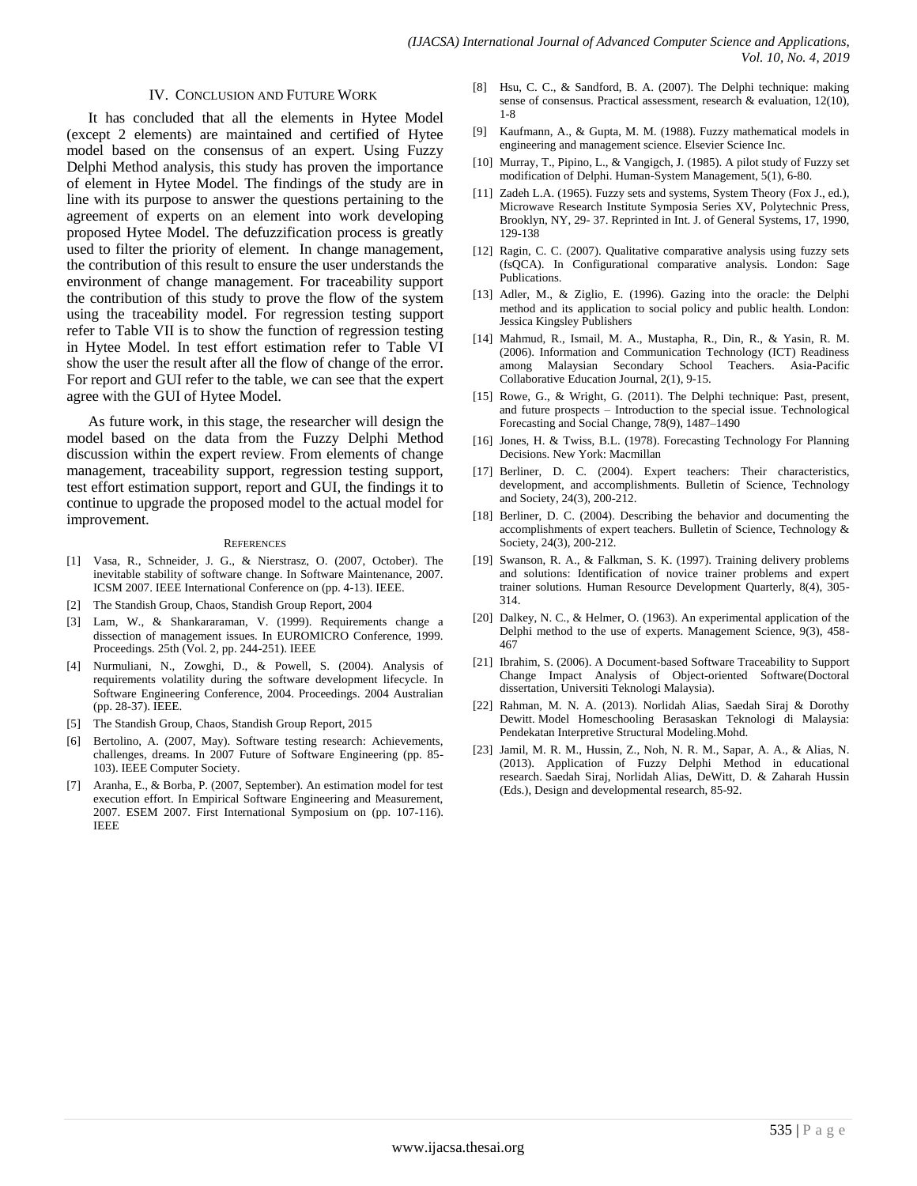## IV. Conclusion and Future Work

It has concluded that all the elements in Hytee Model (except 2 elements) are maintained and certified of Hytee model based on the consensus of an expert. Using Fuzzy Delphi Method analysis, this study has proven the importance of element in Hytee Model. The findings of the study are in line with its purpose to answer the questions pertaining to the agreement of experts on an element into work developing proposed Hytee Model. The defuzzification process is greatly used to filter the priority of element. In change management, the contribution of this result to ensure the user understands the environment of change management. For traceability support the contribution of this study to prove the flow of the system using the traceability model. For regression testing support refer to Table VII is to show the function of regression testing in Hytee Model. In test effort estimation refer to Table VI show the user the result after all the flow of change of the error. For report and GUI refer to the table, we can see that the expert agree with the GUI of Hytee Model.

As future work, in this stage, the researcher will design the model based on the data from the Fuzzy Delphi Method discussion within the expert review. From elements of change management, traceability support, regression testing support, test effort estimation support, report and GUI, the findings it to continue to upgrade the proposed model to the actual model for improvement.

## References

[1] Vasa, R., Schneider, J. G., & Nierstrasz, O. (2007, October). The inevitable stability of software change. In Software Maintenance, 2007. ICSM 2007. IEEE International Conference on (pp. 4-13). IEEE.

[2] The Standish Group, Chaos, Standish Group Report, 2004

[3] Lam, W., & Shankararaman, V. (1999). Requirements change a dissection of management issues. In EUROMICRO Conference, 1999. Proceedings. 25th (Vol. 2, pp. 244-251). IEEE

[4] Nurmuliani, N., Zowghi, D., & Powell, S. (2004). Analysis of requirements volatility during the software development lifecycle. In Software Engineering Conference, 2004. Proceedings. 2004 Australian (pp. 28-37). IEEE.

[5] The Standish Group, Chaos, Standish Group Report, 2015

[6] Bertolino, A. (2007, May). Software testing research: Achievements, challenges, dreams. In 2007 Future of Software Engineering (pp. 85-103). IEEE Computer Society.

[7] Aranha, E., & Borba, P. (2007, September). An estimation model for test execution effort. In Empirical Software Engineering and Measurement, 2007. ESEM 2007. First International Symposium on (pp. 107-116). IEEE

[8] Hsu, C. C., & Sandford, B. A. (2007). The Delphi technique: making sense of consensus. Practical assessment, research & evaluation, 12(10), 1-8

[9] Kaufmann, A., & Gupta, M. M. (1988). Fuzzy mathematical models in engineering and management science. Elsevier Science Inc.

[10] Murray, T., Pipino, L., & Vangigch, J. (1985). A pilot study of Fuzzy set modification of Delphi. Human-System Management, 5(1), 6-80.

[11] Zadeh L.A. (1965). Fuzzy sets and systems, System Theory (Fox J., ed.), Microwave Research Institute Symposia Series XV, Polytechnic Press, Brooklyn, NY, 29- 37. Reprinted in Int. J. of General Systems, 17, 1990, 129-138

[12] Ragin, C. C. (2007). Qualitative comparative analysis using fuzzy sets (fsQCA). In Configurational comparative analysis. London: Sage Publications.

[13] Adler, M., & Ziglio, E. (1996). Gazing into the oracle: the Delphi method and its application to social policy and public health. London: Jessica Kingsley Publishers

[14] Mahmud, R., Ismail, M. A., Mustapha, R., Din, R., & Yasin, R. M. (2006). Information and Communication Technology (ICT) Readiness among Malaysian Secondary School Teachers. Asia-Pacific Collaborative Education Journal, 2(1), 9-15.

[15] Rowe, G., & Wright, G. (2011). The Delphi technique: Past, present, and future prospects – Introduction to the special issue. Technological Forecasting and Social Change, 78(9), 1487–1490

[16] Jones, H. & Twiss, B.L. (1978). Forecasting Technology For Planning Decisions. New York: Macmillan

[17] Berliner, D. C. (2004). Expert teachers: Their characteristics, development, and accomplishments. Bulletin of Science, Technology and Society, 24(3), 200-212.

[18] Berliner, D. C. (2004). Describing the behavior and documenting the accomplishments of expert teachers. Bulletin of Science, Technology & Society, 24(3), 200-212.

[19] Swanson, R. A., & Falkman, S. K. (1997). Training delivery problems and solutions: Identification of novice trainer problems and expert trainer solutions. Human Resource Development Quarterly, 8(4), 305-314.

[20] Dalkey, N. C., & Helmer, O. (1963). An experimental application of the Delphi method to the use of experts. Management Science, 9(3), 458-467

[21] Ibrahim, S. (2006). A Document-based Software Traceability to Support Change Impact Analysis of Object-oriented Software(Doctoral dissertation, Universiti Teknologi Malaysia).

[22] Rahman, M. N. A. (2013). Norlidah Alias, Saedah Siraj & Dorothy Dewitt. Model Homeschooling Berasaskan Teknologi di Malaysia: Pendekatan Interpretive Structural Modeling.Mohd.

[23] Jamil, M. R. M., Hussin, Z., Noh, N. R. M., Sapar, A. A., & Alias, N. (2013). Application of Fuzzy Delphi Method in educational research. Saedah Siraj, Norlidah Alias, DeWitt, D. & Zaharah Hussin (Eds.), Design and developmental research, 85-92.